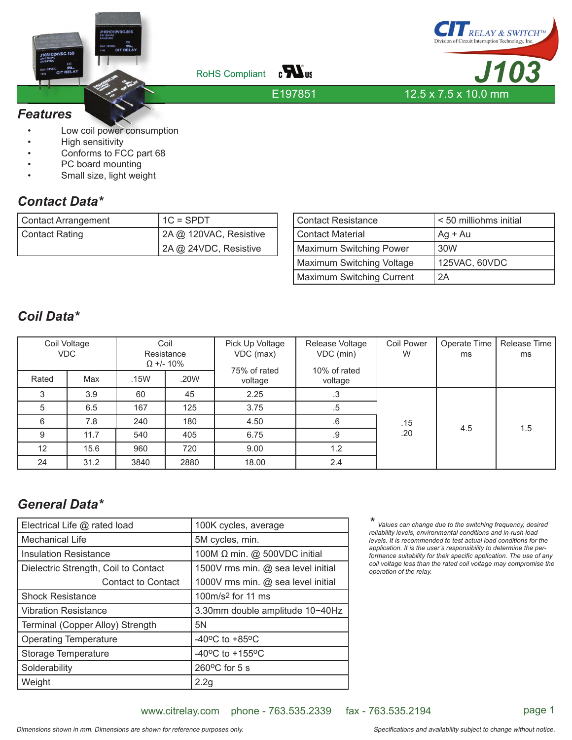CIT RELAY & SWITCH™
Division of Circuit Interruption Technology, Inc.

# J103

RoHS Compliant

E197851

12.5 x 7.5 x 10.0 mm

## Features

- Low coil power consumption
- High sensitivity
- Conforms to FCC part 68
- PC board mounting
- Small size, light weight

## Contact Data*

| Contact Arrangement | 1C = SPDT |
|---|---|
| Contact Rating | 2A @ 120VAC, Resistive<br>2A @ 24VDC, Resistive |

| Contact Resistance | < 50 milliohms initial |
|---|---|
| Contact Material | Ag + Au |
| Maximum Switching Power | 30W |
| Maximum Switching Voltage | 125VAC, 60VDC |
| Maximum Switching Current | 2A |

## Coil Data*

| Coil Voltage VDC | | Coil Resistance Ω +/- 10% | | Pick Up Voltage VDC (max) | Release Voltage VDC (min) | Coil Power W | Operate Time ms | Release Time ms |
|---|---|---|---|---|---|---|---|---|
| Rated | Max | .15W | .20W | 75% of rated voltage | 10% of rated voltage | | | |
| 3 | 3.9 | 60 | 45 | 2.25 | .3 | .15<br>.20 | 4.5 | 1.5 |
| 5 | 6.5 | 167 | 125 | 3.75 | .5 | | | |
| 6 | 7.8 | 240 | 180 | 4.50 | .6 | | | |
| 9 | 11.7 | 540 | 405 | 6.75 | .9 | | | |
| 12 | 15.6 | 960 | 720 | 9.00 | 1.2 | | | |
| 24 | 31.2 | 3840 | 2880 | 18.00 | 2.4 | | | |

## General Data*

| Electrical Life @ rated load | 100K cycles, average |
|---|---|
| Mechanical Life | 5M cycles, min. |
| Insulation Resistance | 100M Ω min. @ 500VDC initial |
| Dielectric Strength, Coil to Contact | 1500V rms min. @ sea level initial |
| Contact to Contact | 1000V rms min. @ sea level initial |
| Shock Resistance | 100m/s² for 11 ms |
| Vibration Resistance | 3.30mm double amplitude 10~40Hz |
| Terminal (Copper Alloy) Strength | 5N |
| Operating Temperature | -40°C to +85°C |
| Storage Temperature | -40°C to +155°C |
| Solderability | 260°C for 5 s |
| Weight | 2.2g |

*\* Values can change due to the switching frequency, desired reliability levels, environmental conditions and in-rush load levels. It is recommended to test actual load conditions for the application. It is the user's responsibility to determine the performance suitability for their specific application. The use of any coil voltage less than the rated coil voltage may compromise the operation of the relay.*

www.citrelay.com phone - 763.535.2339 fax - 763.535.2194

*Dimensions shown in mm. Dimensions are shown for reference purposes only.*

*Specifications and availability subject to change without notice.*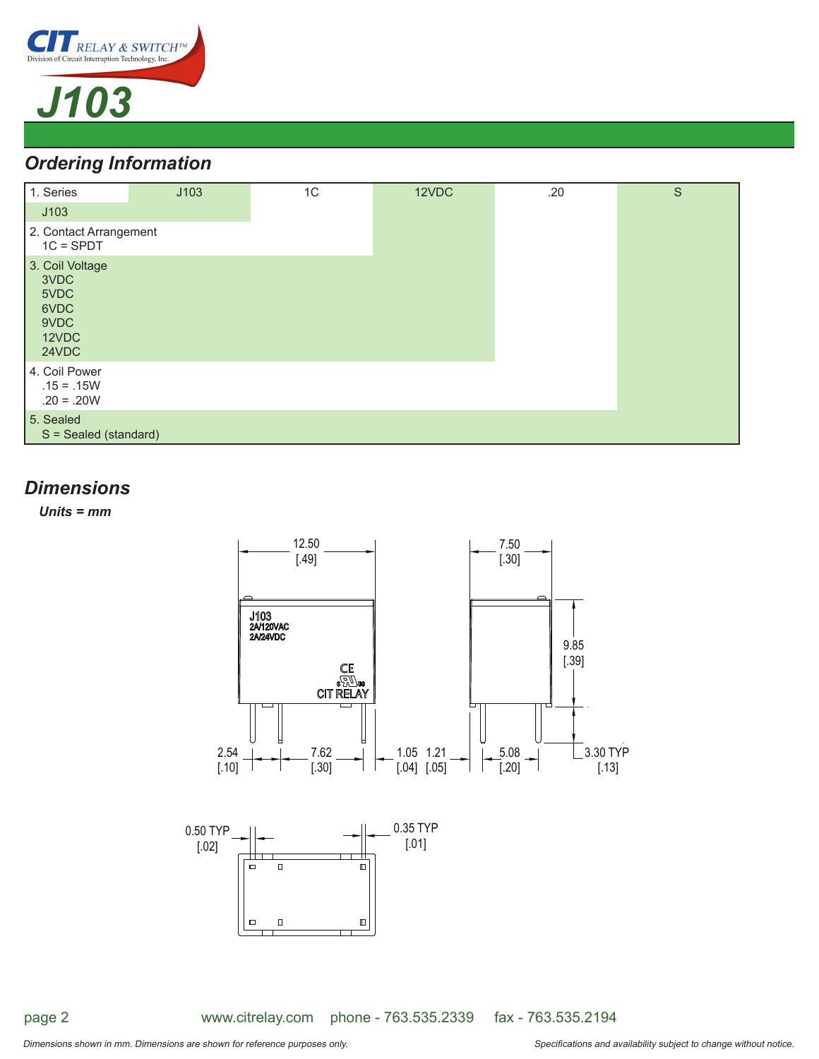# J103

## Ordering Information

| 1. Series | J103 | 1C | 12VDC | .20 | S |
|---|---|---|---|---|---|
| J103 | | | | | |
| 2. Contact Arrangement<br>1C = SPDT | | | | | |
| 3. Coil Voltage<br>3VDC<br>5VDC<br>6VDC<br>9VDC<br>12VDC<br>24VDC | | | | | |
| 4. Coil Power<br>.15 = .15W<br>.20 = .20W | | | | | |
| 5. Sealed<br>S = Sealed (standard) | | | | | |

## Dimensions

***Units = mm***

12.50 [.49]
7.50 [.30]
J103
2A/120VAC
2A/24VDC
CE
CIT RELAY
9.85 [.39]
2.54 [.10]
7.62 [.30]
1.05 [.04]
1.21 [.05]
5.08 [.20]
3.30 TYP [.13]
0.50 TYP [.02]
0.35 TYP [.01]

www.citrelay.com phone - 763.535.2339 fax - 763.535.2194

*Dimensions shown in mm. Dimensions are shown for reference purposes only.*

*Specifications and availability subject to change without notice.*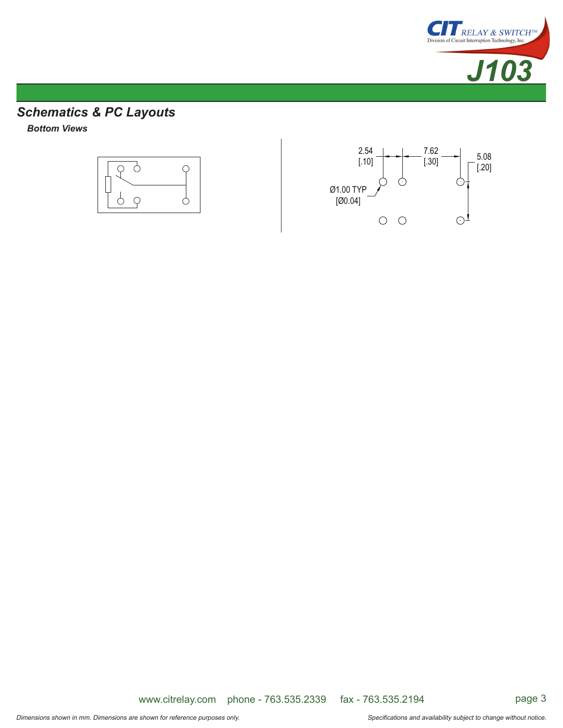## Schematics & PC Layouts

***Bottom Views***

2.54
[.10]

7.62
[.30]

5.08
[.20]

Ø1.00 TYP
[Ø0.04]

*Dimensions shown in mm. Dimensions are shown for reference purposes only.*

*Specifications and availability subject to change without notice.*